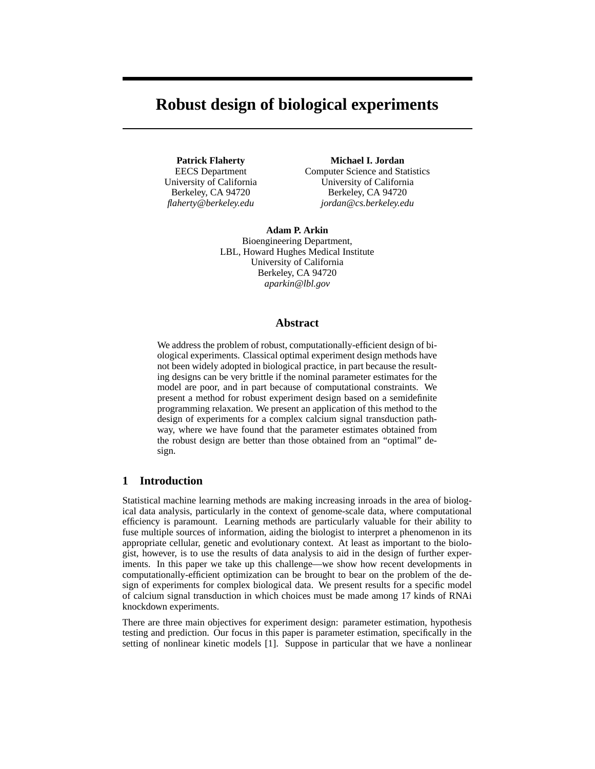# Robust design of biological experiments

**Patrick Flaherty**
EECS Department
University of California
Berkeley, CA 94720
*flaherty@berkeley.edu*

**Michael I. Jordan**
Computer Science and Statistics
University of California
Berkeley, CA 94720
*jordan@cs.berkeley.edu*

**Adam P. Arkin**
Bioengineering Department,
LBL, Howard Hughes Medical Institute
University of California
Berkeley, CA 94720
*aparkin@lbl.gov*

## Abstract

We address the problem of robust, computationally-efficient design of biological experiments. Classical optimal experiment design methods have not been widely adopted in biological practice, in part because the resulting designs can be very brittle if the nominal parameter estimates for the model are poor, and in part because of computational constraints. We present a method for robust experiment design based on a semidefinite programming relaxation. We present an application of this method to the design of experiments for a complex calcium signal transduction pathway, where we have found that the parameter estimates obtained from the robust design are better than those obtained from an "optimal" design.

## 1 Introduction

Statistical machine learning methods are making increasing inroads in the area of biological data analysis, particularly in the context of genome-scale data, where computational efficiency is paramount. Learning methods are particularly valuable for their ability to fuse multiple sources of information, aiding the biologist to interpret a phenomenon in its appropriate cellular, genetic and evolutionary context. At least as important to the biologist, however, is to use the results of data analysis to aid in the design of further experiments. In this paper we take up this challenge—we show how recent developments in computationally-efficient optimization can be brought to bear on the problem of the design of experiments for complex biological data. We present results for a specific model of calcium signal transduction in which choices must be made among 17 kinds of RNAi knockdown experiments.

There are three main objectives for experiment design: parameter estimation, hypothesis testing and prediction. Our focus in this paper is parameter estimation, specifically in the setting of nonlinear kinetic models [1]. Suppose in particular that we have a nonlinear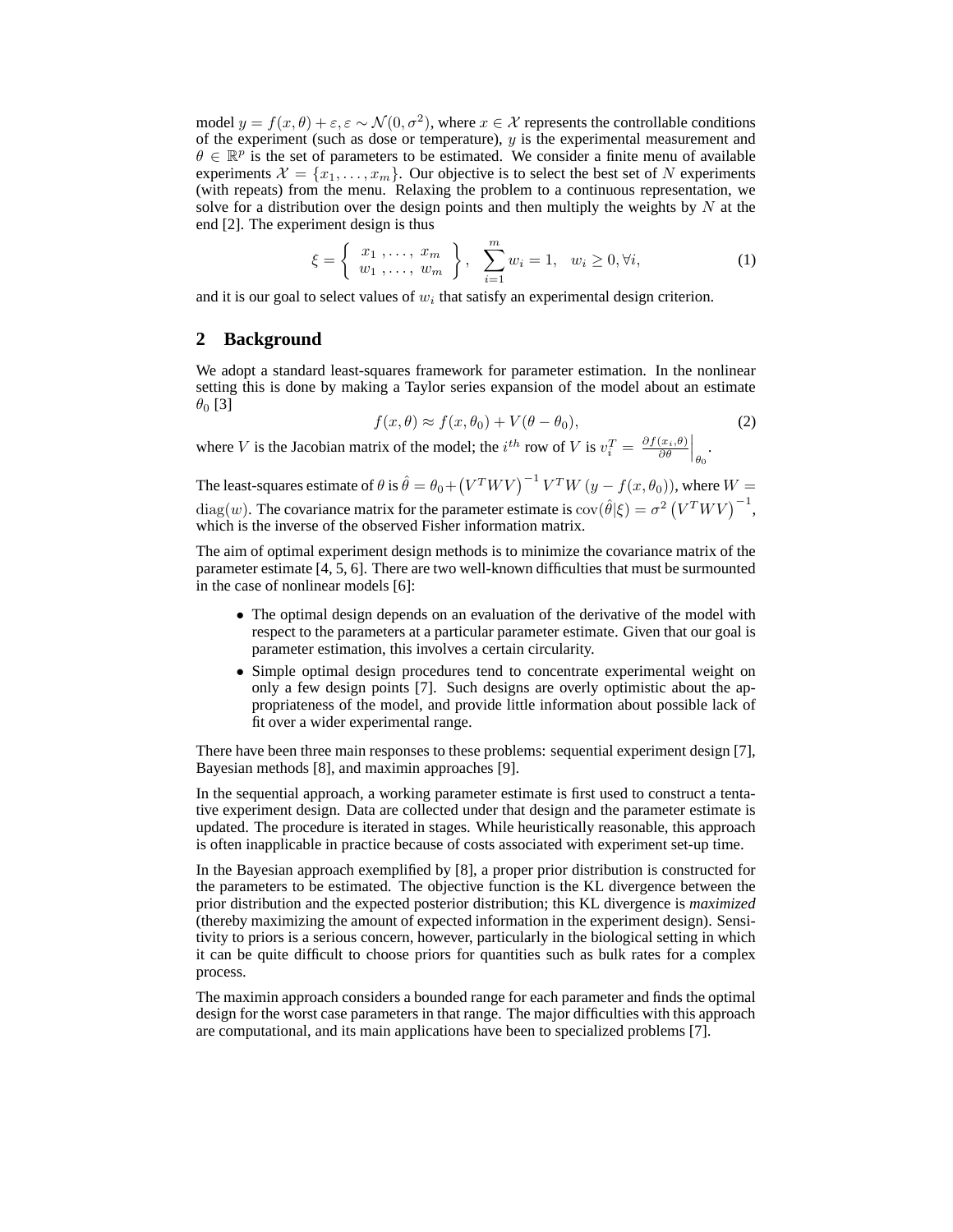model $y = f(x, \theta) + \varepsilon, \varepsilon \sim \mathcal{N}(0, \sigma^2)$, where $x \in \mathcal{X}$ represents the controllable conditions of the experiment (such as dose or temperature), $y$ is the experimental measurement and $\theta \in \mathbb{R}^p$ is the set of parameters to be estimated. We consider a finite menu of available experiments $\mathcal{X} = \{x_1, \ldots, x_m\}$. Our objective is to select the best set of $N$ experiments (with repeats) from the menu. Relaxing the problem to a continuous representation, we solve for a distribution over the design points and then multiply the weights by $N$ at the end [2]. The experiment design is thus

$$\xi = \left\{ \begin{array}{c} x_1, \ldots, x_m \\ w_1, \ldots, w_m \end{array} \right\}, \quad \sum_{i=1}^{m} w_i = 1, \quad w_i \geq 0, \forall i, \tag{1}$$

and it is our goal to select values of $w_i$ that satisfy an experimental design criterion.

## 2 Background

We adopt a standard least-squares framework for parameter estimation. In the nonlinear setting this is done by making a Taylor series expansion of the model about an estimate $\theta_0$ [3]

$$f(x, \theta) \approx f(x, \theta_0) + V(\theta - \theta_0), \tag{2}$$

where $V$ is the Jacobian matrix of the model; the $i^{th}$ row of $V$ is $v_i^T = \left. \frac{\partial f(x_i, \theta)}{\partial \theta} \right|_{\theta_0}$.

The least-squares estimate of $\theta$ is $\hat{\theta} = \theta_0 + \left(V^T W V\right)^{-1} V^T W \left(y - f(x, \theta_0)\right)$, where $W = \mathrm{diag}(w)$. The covariance matrix for the parameter estimate is $\mathrm{cov}(\hat{\theta}|\xi) = \sigma^2 \left(V^T W V\right)^{-1}$, which is the inverse of the observed Fisher information matrix.

The aim of optimal experiment design methods is to minimize the covariance matrix of the parameter estimate [4, 5, 6]. There are two well-known difficulties that must be surmounted in the case of nonlinear models [6]:

- The optimal design depends on an evaluation of the derivative of the model with respect to the parameters at a particular parameter estimate. Given that our goal is parameter estimation, this involves a certain circularity.
- Simple optimal design procedures tend to concentrate experimental weight on only a few design points [7]. Such designs are overly optimistic about the appropriateness of the model, and provide little information about possible lack of fit over a wider experimental range.

There have been three main responses to these problems: sequential experiment design [7], Bayesian methods [8], and maximin approaches [9].

In the sequential approach, a working parameter estimate is first used to construct a tentative experiment design. Data are collected under that design and the parameter estimate is updated. The procedure is iterated in stages. While heuristically reasonable, this approach is often inapplicable in practice because of costs associated with experiment set-up time.

In the Bayesian approach exemplified by [8], a proper prior distribution is constructed for the parameters to be estimated. The objective function is the KL divergence between the prior distribution and the expected posterior distribution; this KL divergence is *maximized* (thereby maximizing the amount of expected information in the experiment design). Sensitivity to priors is a serious concern, however, particularly in the biological setting in which it can be quite difficult to choose priors for quantities such as bulk rates for a complex process.

The maximin approach considers a bounded range for each parameter and finds the optimal design for the worst case parameters in that range. The major difficulties with this approach are computational, and its main applications have been to specialized problems [7].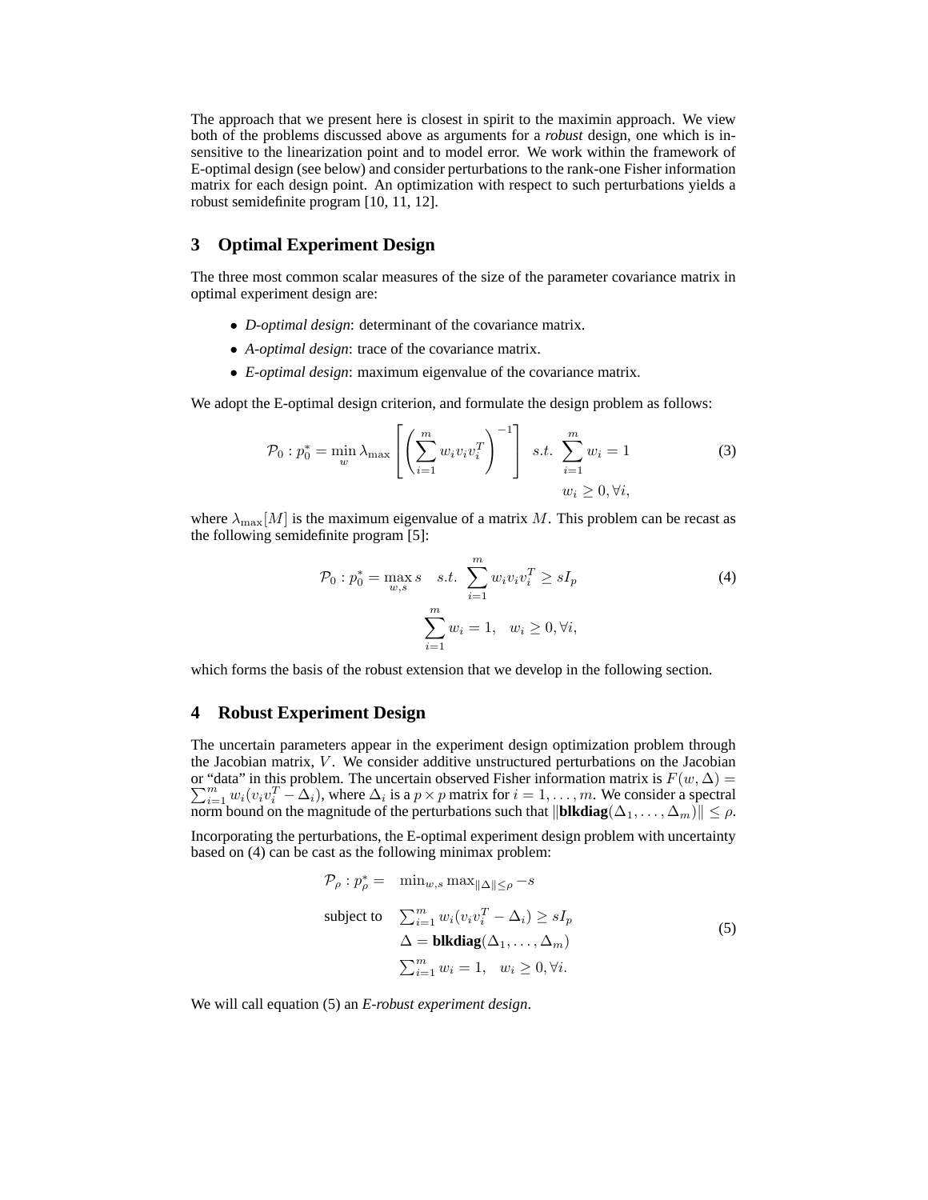The approach that we present here is closest in spirit to the maximin approach. We view both of the problems discussed above as arguments for a *robust* design, one which is insensitive to the linearization point and to model error. We work within the framework of E-optimal design (see below) and consider perturbations to the rank-one Fisher information matrix for each design point. An optimization with respect to such perturbations yields a robust semidefinite program [10, 11, 12].

## 3 Optimal Experiment Design

The three most common scalar measures of the size of the parameter covariance matrix in optimal experiment design are:

- *D-optimal design*: determinant of the covariance matrix.
- *A-optimal design*: trace of the covariance matrix.
- *E-optimal design*: maximum eigenvalue of the covariance matrix.

We adopt the E-optimal design criterion, and formulate the design problem as follows:

$$\mathcal{P}_0 : p_0^* = \min_{w} \lambda_{\max} \left[ \left( \sum_{i=1}^{m} w_i v_i v_i^T \right)^{-1} \right] \quad s.t. \quad \sum_{i=1}^{m} w_i = 1, \quad w_i \geq 0, \forall i, \tag{3}$$

where $\lambda_{\max}[M]$ is the maximum eigenvalue of a matrix $M$. This problem can be recast as the following semidefinite program [5]:

$$\mathcal{P}_0 : p_0^* = \max_{w,s} s \quad s.t. \quad \sum_{i=1}^{m} w_i v_i v_i^T \geq sI_p, \quad \sum_{i=1}^{m} w_i = 1, \quad w_i \geq 0, \forall i, \tag{4}$$

which forms the basis of the robust extension that we develop in the following section.

## 4 Robust Experiment Design

The uncertain parameters appear in the experiment design optimization problem through the Jacobian matrix, $V$. We consider additive unstructured perturbations on the Jacobian or "data" in this problem. The uncertain observed Fisher information matrix is $F(w, \Delta) = \sum_{i=1}^{m} w_i(v_i v_i^T - \Delta_i)$, where $\Delta_i$ is a $p \times p$ matrix for $i = 1, \ldots, m$. We consider a spectral norm bound on the magnitude of the perturbations such that $\|\textbf{blkdiag}(\Delta_1, \ldots, \Delta_m)\| \leq \rho$.

Incorporating the perturbations, the E-optimal experiment design problem with uncertainty based on (4) can be cast as the following minimax problem:

$$\begin{aligned} \mathcal{P}_\rho : p_\rho^* = \quad & \min_{w,s} \max_{\|\Delta\| \leq \rho} -s \\ \text{subject to} \quad & \textstyle\sum_{i=1}^{m} w_i(v_i v_i^T - \Delta_i) \geq sI_p \\ & \Delta = \textbf{blkdiag}(\Delta_1, \ldots, \Delta_m) \\ & \textstyle\sum_{i=1}^{m} w_i = 1, \quad w_i \geq 0, \forall i. \end{aligned} \tag{5}$$

We will call equation (5) an *E-robust experiment design*.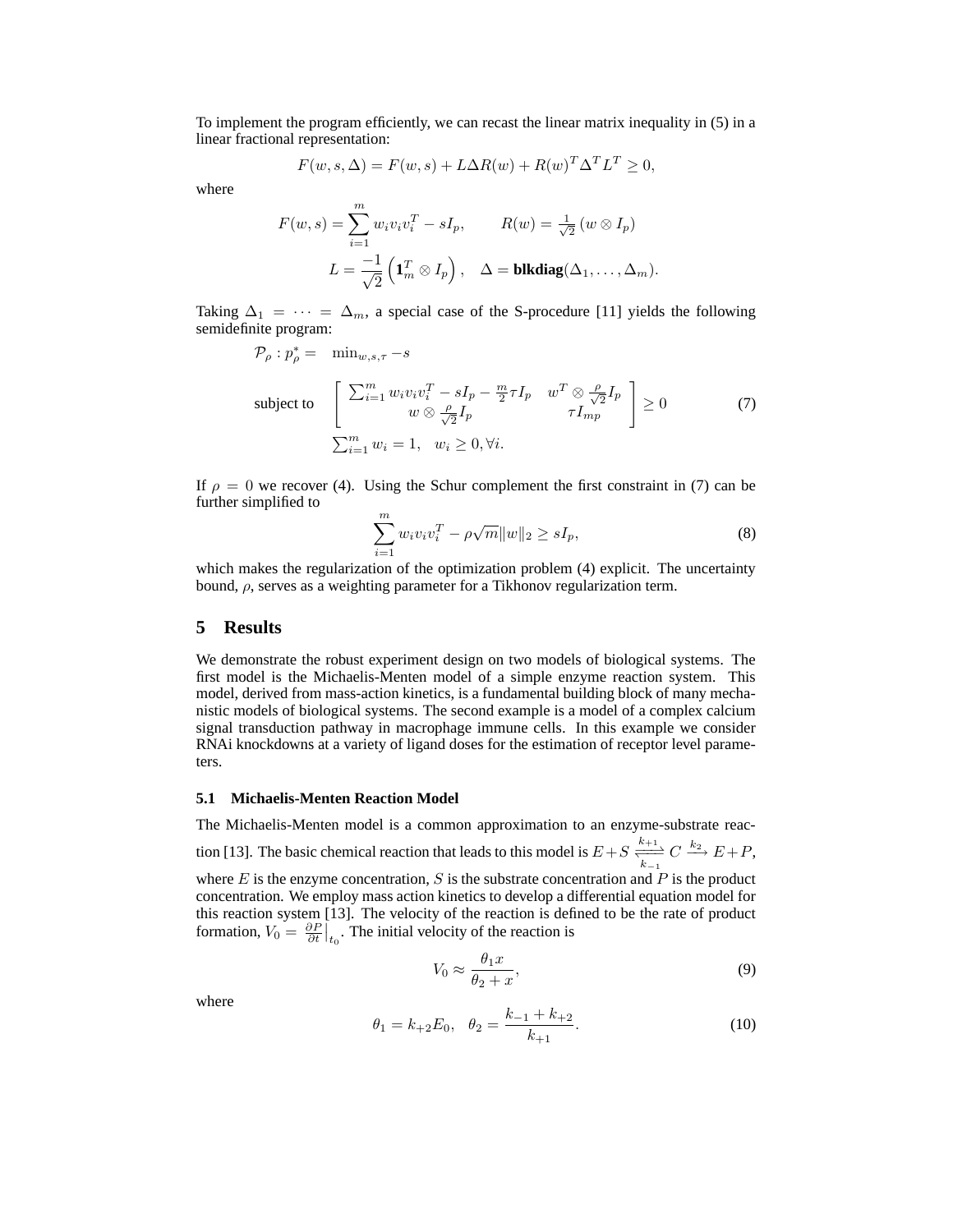To implement the program efficiently, we can recast the linear matrix inequality in (5) in a linear fractional representation:

$$F(w, s, \Delta) = F(w, s) + L\Delta R(w) + R(w)^T \Delta^T L^T \geq 0,$$

where

$$F(w, s) = \sum_{i=1}^{m} w_i v_i v_i^T - sI_p, \qquad R(w) = \tfrac{1}{\sqrt{2}} \left(w \otimes I_p\right)$$

$$L = \frac{-1}{\sqrt{2}} \left( \mathbf{1}_m^T \otimes I_p \right), \quad \Delta = \textbf{blkdiag}(\Delta_1, \ldots, \Delta_m).$$

Taking $\Delta_1 = \cdots = \Delta_m$, a special case of the S-procedure [11] yields the following semidefinite program:

$$\begin{aligned} \mathcal{P}_\rho : p_\rho^* = \quad & \min_{w,s,\tau} -s \\ \text{subject to} \quad & \left[ \begin{array}{cc} \sum_{i=1}^{m} w_i v_i v_i^T - sI_p - \frac{m}{2}\tau I_p & w^T \otimes \frac{\rho}{\sqrt{2}} I_p \\ w \otimes \frac{\rho}{\sqrt{2}} I_p & \tau I_{mp} \end{array} \right] \geq 0 \\ & \textstyle\sum_{i=1}^{m} w_i = 1, \quad w_i \geq 0, \forall i. \end{aligned} \tag{7}$$

If $\rho = 0$ we recover (4). Using the Schur complement the first constraint in (7) can be further simplified to

$$\sum_{i=1}^{m} w_i v_i v_i^T - \rho\sqrt{m}\|w\|_2 \geq sI_p, \tag{8}$$

which makes the regularization of the optimization problem (4) explicit. The uncertainty bound, $\rho$, serves as a weighting parameter for a Tikhonov regularization term.

## 5 Results

We demonstrate the robust experiment design on two models of biological systems. The first model is the Michaelis-Menten model of a simple enzyme reaction system. This model, derived from mass-action kinetics, is a fundamental building block of many mechanistic models of biological systems. The second example is a model of a complex calcium signal transduction pathway in macrophage immune cells. In this example we consider RNAi knockdowns at a variety of ligand doses for the estimation of receptor level parameters.

### 5.1 Michaelis-Menten Reaction Model

The Michaelis-Menten model is a common approximation to an enzyme-substrate reaction [13]. The basic chemical reaction that leads to this model is $E + S \underset{k_{-1}}{\overset{k_{+1}}{\rightleftharpoons}} C \xrightarrow{k_2} E + P$, where $E$ is the enzyme concentration, $S$ is the substrate concentration and $P$ is the product concentration. We employ mass action kinetics to develop a differential equation model for this reaction system [13]. The velocity of the reaction is defined to be the rate of product formation, $V_0 = \frac{\partial P}{\partial t}\big|_{t_0}$. The initial velocity of the reaction is

$$V_0 \approx \frac{\theta_1 x}{\theta_2 + x}, \tag{9}$$

where

$$\theta_1 = k_{+2} E_0, \quad \theta_2 = \frac{k_{-1} + k_{+2}}{k_{+1}}. \tag{10}$$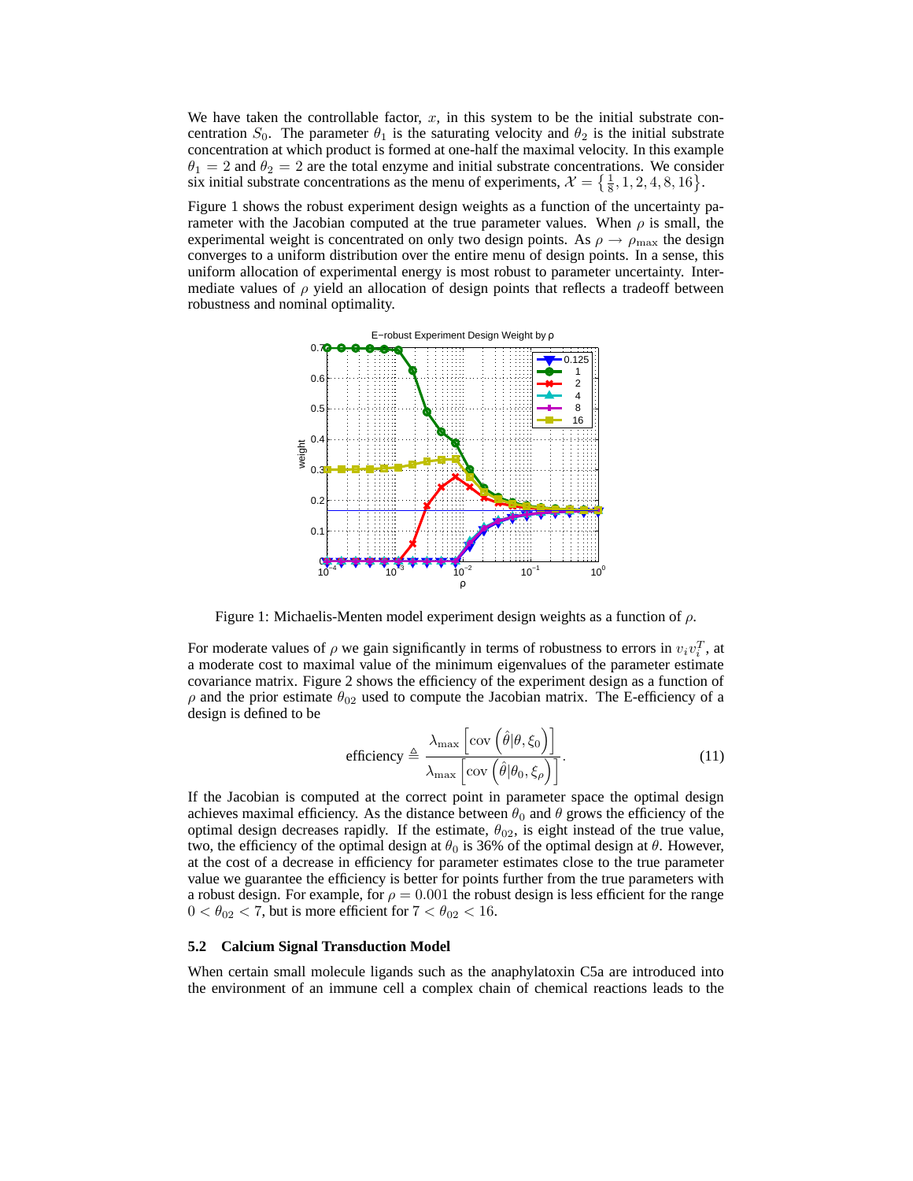We have taken the controllable factor, $x$, in this system to be the initial substrate concentration $S_0$. The parameter $\theta_1$ is the saturating velocity and $\theta_2$ is the initial substrate concentration at which product is formed at one-half the maximal velocity. In this example $\theta_1 = 2$ and $\theta_2 = 2$ are the total enzyme and initial substrate concentrations. We consider six initial substrate concentrations as the menu of experiments, $\mathcal{X} = \left\{\frac{1}{8}, 1, 2, 4, 8, 16\right\}$.

Figure 1 shows the robust experiment design weights as a function of the uncertainty parameter with the Jacobian computed at the true parameter values. When $\rho$ is small, the experimental weight is concentrated on only two design points. As $\rho \to \rho_{\max}$ the design converges to a uniform distribution over the entire menu of design points. In a sense, this uniform allocation of experimental energy is most robust to parameter uncertainty. Intermediate values of $\rho$ yield an allocation of design points that reflects a tradeoff between robustness and nominal optimality.

Figure 1: Michaelis-Menten model experiment design weights as a function of $\rho$.

For moderate values of $\rho$ we gain significantly in terms of robustness to errors in $v_i v_i^T$, at a moderate cost to maximal value of the minimum eigenvalues of the parameter estimate covariance matrix. Figure 2 shows the efficiency of the experiment design as a function of $\rho$ and the prior estimate $\theta_{02}$ used to compute the Jacobian matrix. The E-efficiency of a design is defined to be

$$\text{efficiency} \triangleq \frac{\lambda_{\max}\left[\operatorname{cov}\left(\hat{\theta}|\theta, \xi_0\right)\right]}{\lambda_{\max}\left[\operatorname{cov}\left(\hat{\theta}|\theta_0, \xi_\rho\right)\right]}. \tag{11}$$

If the Jacobian is computed at the correct point in parameter space the optimal design achieves maximal efficiency. As the distance between $\theta_0$ and $\theta$ grows the efficiency of the optimal design decreases rapidly. If the estimate, $\theta_{02}$, is eight instead of the true value, two, the efficiency of the optimal design at $\theta_0$ is 36% of the optimal design at $\theta$. However, at the cost of a decrease in efficiency for parameter estimates close to the true parameter value we guarantee the efficiency is better for points further from the true parameters with a robust design. For example, for $\rho = 0.001$ the robust design is less efficient for the range $0 < \theta_{02} < 7$, but is more efficient for $7 < \theta_{02} < 16$.

### 5.2 Calcium Signal Transduction Model

When certain small molecule ligands such as the anaphylatoxin C5a are introduced into the environment of an immune cell a complex chain of chemical reactions leads to the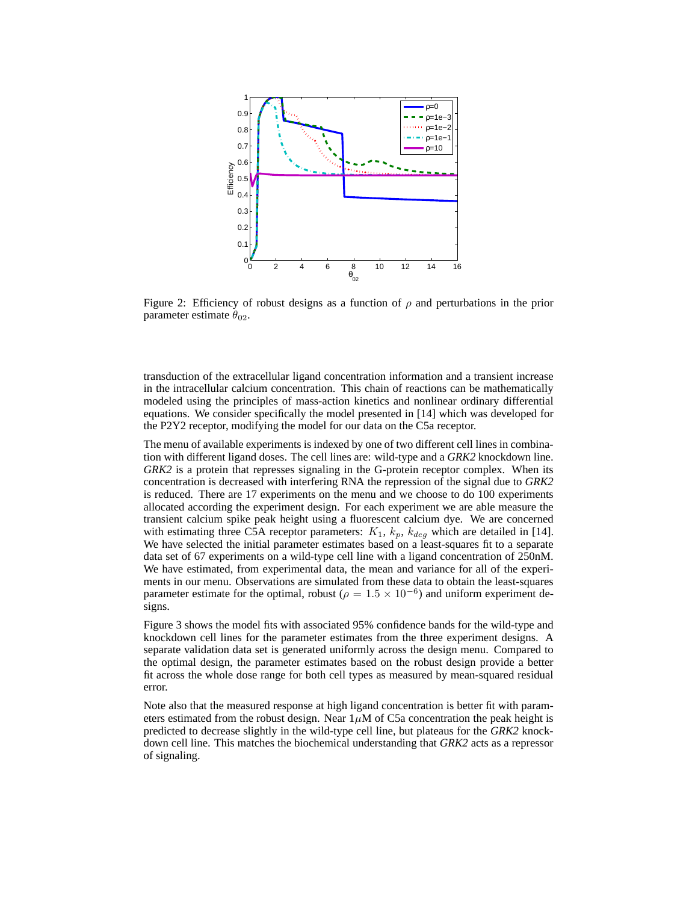Figure 2: Efficiency of robust designs as a function of $\rho$ and perturbations in the prior parameter estimate $\theta_{02}$.

transduction of the extracellular ligand concentration information and a transient increase in the intracellular calcium concentration. This chain of reactions can be mathematically modeled using the principles of mass-action kinetics and nonlinear ordinary differential equations. We consider specifically the model presented in [14] which was developed for the P2Y2 receptor, modifying the model for our data on the C5a receptor.

The menu of available experiments is indexed by one of two different cell lines in combination with different ligand doses. The cell lines are: wild-type and a *GRK2* knockdown line. *GRK2* is a protein that represses signaling in the G-protein receptor complex. When its concentration is decreased with interfering RNA the repression of the signal due to *GRK2* is reduced. There are 17 experiments on the menu and we choose to do 100 experiments allocated according the experiment design. For each experiment we are able measure the transient calcium spike peak height using a fluorescent calcium dye. We are concerned with estimating three C5A receptor parameters: $K_1$, $k_p$, $k_{deg}$ which are detailed in [14]. We have selected the initial parameter estimates based on a least-squares fit to a separate data set of 67 experiments on a wild-type cell line with a ligand concentration of 250nM. We have estimated, from experimental data, the mean and variance for all of the experiments in our menu. Observations are simulated from these data to obtain the least-squares parameter estimate for the optimal, robust ($\rho = 1.5 \times 10^{-6}$) and uniform experiment designs.

Figure 3 shows the model fits with associated 95% confidence bands for the wild-type and knockdown cell lines for the parameter estimates from the three experiment designs. A separate validation data set is generated uniformly across the design menu. Compared to the optimal design, the parameter estimates based on the robust design provide a better fit across the whole dose range for both cell types as measured by mean-squared residual error.

Note also that the measured response at high ligand concentration is better fit with parameters estimated from the robust design. Near $1\mu$M of C5a concentration the peak height is predicted to decrease slightly in the wild-type cell line, but plateaus for the *GRK2* knockdown cell line. This matches the biochemical understanding that *GRK2* acts as a repressor of signaling.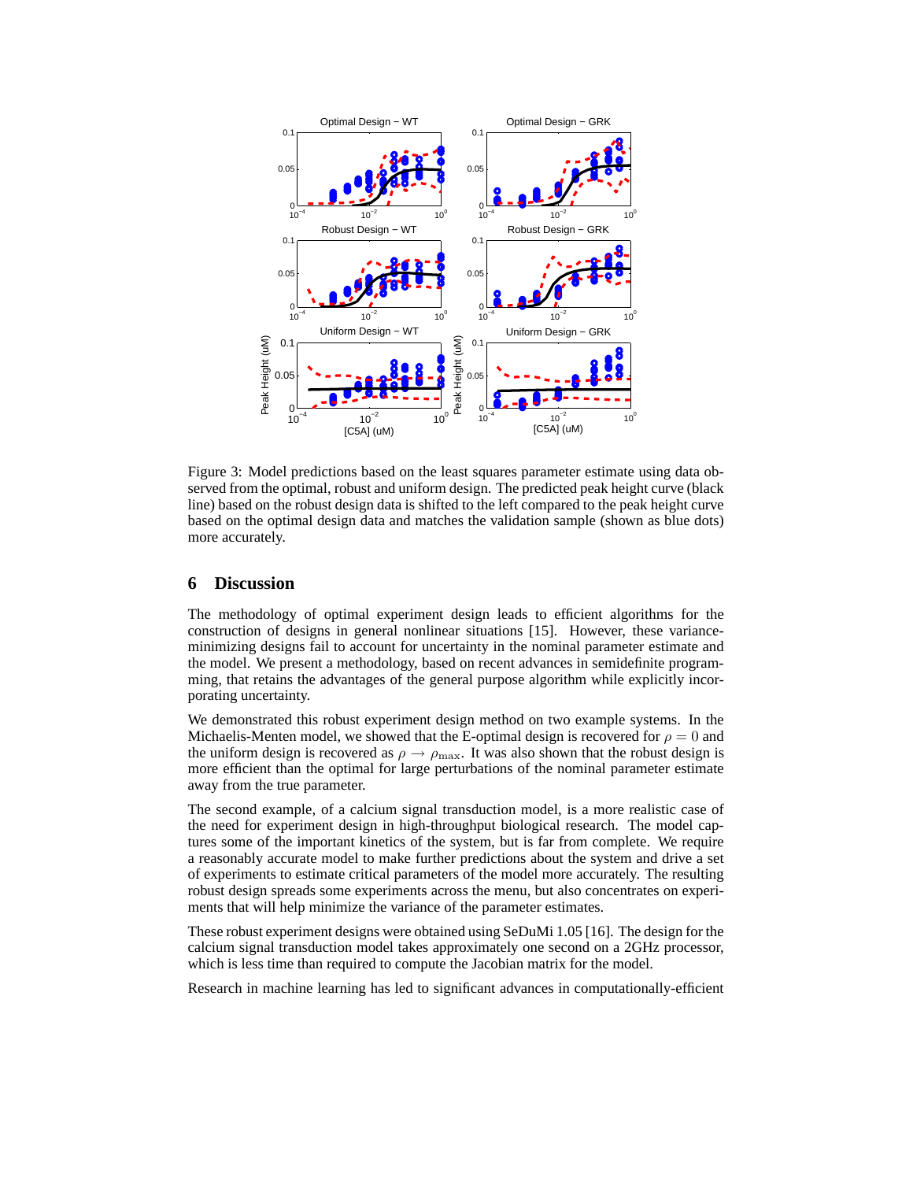Figure 3: Model predictions based on the least squares parameter estimate using data observed from the optimal, robust and uniform design. The predicted peak height curve (black line) based on the robust design data is shifted to the left compared to the peak height curve based on the optimal design data and matches the validation sample (shown as blue dots) more accurately.

## 6 Discussion

The methodology of optimal experiment design leads to efficient algorithms for the construction of designs in general nonlinear situations [15]. However, these variance-minimizing designs fail to account for uncertainty in the nominal parameter estimate and the model. We present a methodology, based on recent advances in semidefinite programming, that retains the advantages of the general purpose algorithm while explicitly incorporating uncertainty.

We demonstrated this robust experiment design method on two example systems. In the Michaelis-Menten model, we showed that the E-optimal design is recovered for $\rho = 0$ and the uniform design is recovered as $\rho \to \rho_{\max}$. It was also shown that the robust design is more efficient than the optimal for large perturbations of the nominal parameter estimate away from the true parameter.

The second example, of a calcium signal transduction model, is a more realistic case of the need for experiment design in high-throughput biological research. The model captures some of the important kinetics of the system, but is far from complete. We require a reasonably accurate model to make further predictions about the system and drive a set of experiments to estimate critical parameters of the model more accurately. The resulting robust design spreads some experiments across the menu, but also concentrates on experiments that will help minimize the variance of the parameter estimates.

These robust experiment designs were obtained using SeDuMi 1.05 [16]. The design for the calcium signal transduction model takes approximately one second on a 2GHz processor, which is less time than required to compute the Jacobian matrix for the model.

Research in machine learning has led to significant advances in computationally-efficient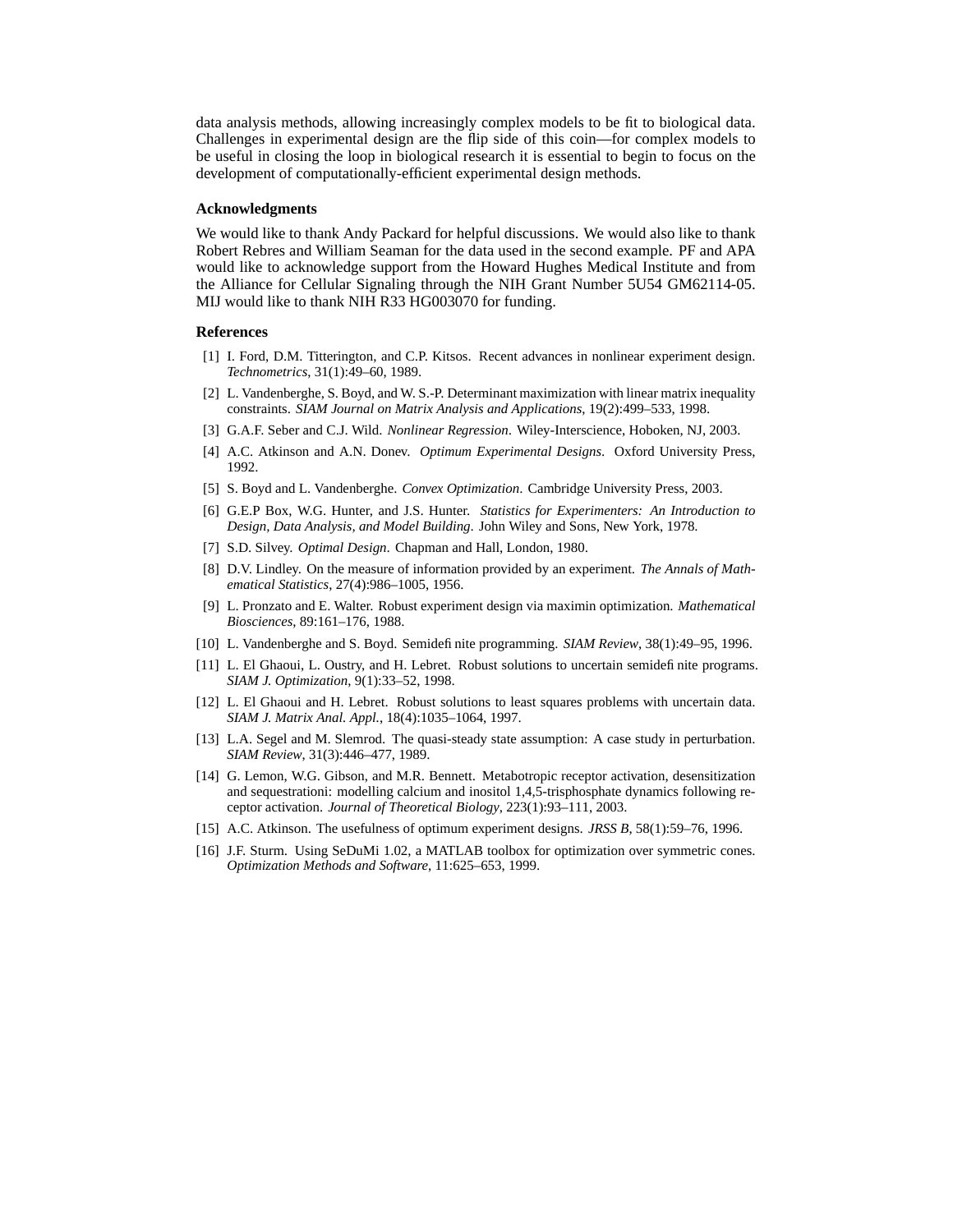data analysis methods, allowing increasingly complex models to be fit to biological data. Challenges in experimental design are the flip side of this coin—for complex models to be useful in closing the loop in biological research it is essential to begin to focus on the development of computationally-efficient experimental design methods.

### Acknowledgments

We would like to thank Andy Packard for helpful discussions. We would also like to thank Robert Rebres and William Seaman for the data used in the second example. PF and APA would like to acknowledge support from the Howard Hughes Medical Institute and from the Alliance for Cellular Signaling through the NIH Grant Number 5U54 GM62114-05. MIJ would like to thank NIH R33 HG003070 for funding.

### References

[1] I. Ford, D.M. Titterington, and C.P. Kitsos. Recent advances in nonlinear experiment design. *Technometrics*, 31(1):49–60, 1989.

[2] L. Vandenberghe, S. Boyd, and W. S.-P. Determinant maximization with linear matrix inequality constraints. *SIAM Journal on Matrix Analysis and Applications*, 19(2):499–533, 1998.

[3] G.A.F. Seber and C.J. Wild. *Nonlinear Regression*. Wiley-Interscience, Hoboken, NJ, 2003.

[4] A.C. Atkinson and A.N. Donev. *Optimum Experimental Designs*. Oxford University Press, 1992.

[5] S. Boyd and L. Vandenberghe. *Convex Optimization*. Cambridge University Press, 2003.

[6] G.E.P Box, W.G. Hunter, and J.S. Hunter. *Statistics for Experimenters: An Introduction to Design, Data Analysis, and Model Building*. John Wiley and Sons, New York, 1978.

[7] S.D. Silvey. *Optimal Design*. Chapman and Hall, London, 1980.

[8] D.V. Lindley. On the measure of information provided by an experiment. *The Annals of Mathematical Statistics*, 27(4):986–1005, 1956.

[9] L. Pronzato and E. Walter. Robust experiment design via maximin optimization. *Mathematical Biosciences*, 89:161–176, 1988.

[10] L. Vandenberghe and S. Boyd. Semidefinite programming. *SIAM Review*, 38(1):49–95, 1996.

[11] L. El Ghaoui, L. Oustry, and H. Lebret. Robust solutions to uncertain semidefinite programs. *SIAM J. Optimization*, 9(1):33–52, 1998.

[12] L. El Ghaoui and H. Lebret. Robust solutions to least squares problems with uncertain data. *SIAM J. Matrix Anal. Appl.*, 18(4):1035–1064, 1997.

[13] L.A. Segel and M. Slemrod. The quasi-steady state assumption: A case study in perturbation. *SIAM Review*, 31(3):446–477, 1989.

[14] G. Lemon, W.G. Gibson, and M.R. Bennett. Metabotropic receptor activation, desensitization and sequestrationi: modelling calcium and inositol 1,4,5-trisphosphate dynamics following receptor activation. *Journal of Theoretical Biology*, 223(1):93–111, 2003.

[15] A.C. Atkinson. The usefulness of optimum experiment designs. *JRSS B*, 58(1):59–76, 1996.

[16] J.F. Sturm. Using SeDuMi 1.02, a MATLAB toolbox for optimization over symmetric cones. *Optimization Methods and Software*, 11:625–653, 1999.